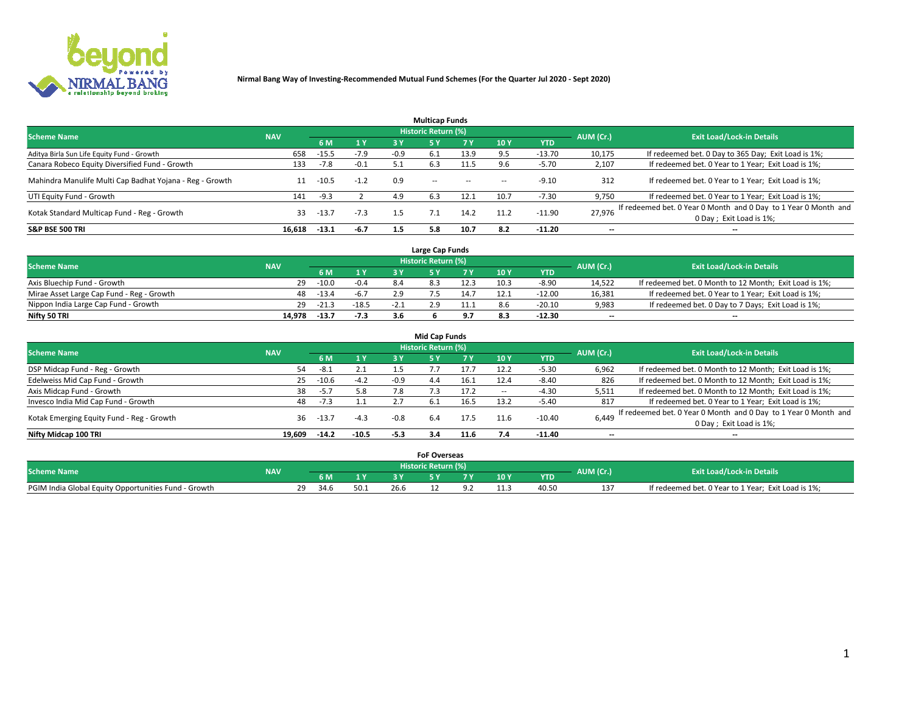**Nirmal Bang Way of Investing-Recommended Mutual Fund Schemes (For the Quarter Jul 2020 - Sept 2020)**

## Multicap Funds

| Scheme Name | NAV | Historic Return (%) | | | | | | | AUM (Cr.) | Exit Load/Lock-in Details |
|---|---|---|---|---|---|---|---|---|---|---|
| | | 6 M | 1 Y | 3 Y | 5 Y | 7 Y | 10 Y | YTD | | |
| Aditya Birla Sun Life Equity Fund - Growth | 658 | -15.5 | -7.9 | -0.9 | 6.1 | 13.9 | 9.5 | -13.70 | 10,175 | If redeemed bet. 0 Day to 365 Day; Exit Load is 1%; |
| Canara Robeco Equity Diversified Fund - Growth | 133 | -7.8 | -0.1 | 5.1 | 6.3 | 11.5 | 9.6 | -5.70 | 2,107 | If redeemed bet. 0 Year to 1 Year; Exit Load is 1%; |
| Mahindra Manulife Multi Cap Badhat Yojana - Reg - Growth | 11 | -10.5 | -1.2 | 0.9 | -- | -- | -- | -9.10 | 312 | If redeemed bet. 0 Year to 1 Year; Exit Load is 1%; |
| UTI Equity Fund - Growth | 141 | -9.3 | 2 | 4.9 | 6.3 | 12.1 | 10.7 | -7.30 | 9,750 | If redeemed bet. 0 Year to 1 Year; Exit Load is 1%; |
| Kotak Standard Multicap Fund - Reg - Growth | 33 | -13.7 | -7.3 | 1.5 | 7.1 | 14.2 | 11.2 | -11.90 | 27,976 | If redeemed bet. 0 Year 0 Month and 0 Day to 1 Year 0 Month and 0 Day ; Exit Load is 1%; |
| **S&P BSE 500 TRI** | **16,618** | **-13.1** | **-6.7** | **1.5** | **5.8** | **10.7** | **8.2** | **-11.20** | **--** | **--** |

## Large Cap Funds

| Scheme Name | NAV | Historic Return (%) | | | | | | | AUM (Cr.) | Exit Load/Lock-in Details |
|---|---|---|---|---|---|---|---|---|---|---|
| | | 6 M | 1 Y | 3 Y | 5 Y | 7 Y | 10 Y | YTD | | |
| Axis Bluechip Fund - Growth | 29 | -10.0 | -0.4 | 8.4 | 8.3 | 12.3 | 10.3 | -8.90 | 14,522 | If redeemed bet. 0 Month to 12 Month; Exit Load is 1%; |
| Mirae Asset Large Cap Fund - Reg - Growth | 48 | -13.4 | -6.7 | 2.9 | 7.5 | 14.7 | 12.1 | -12.00 | 16,381 | If redeemed bet. 0 Year to 1 Year; Exit Load is 1%; |
| Nippon India Large Cap Fund - Growth | 29 | -21.3 | -18.5 | -2.1 | 2.9 | 11.1 | 8.6 | -20.10 | 9,983 | If redeemed bet. 0 Day to 7 Days; Exit Load is 1%; |
| **Nifty 50 TRI** | **14,978** | **-13.7** | **-7.3** | **3.6** | **6** | **9.7** | **8.3** | **-12.30** | **--** | **--** |

## Mid Cap Funds

| Scheme Name | NAV | Historic Return (%) | | | | | | | AUM (Cr.) | Exit Load/Lock-in Details |
|---|---|---|---|---|---|---|---|---|---|---|
| | | 6 M | 1 Y | 3 Y | 5 Y | 7 Y | 10 Y | YTD | | |
| DSP Midcap Fund - Reg - Growth | 54 | -8.1 | 2.1 | 1.5 | 7.7 | 17.7 | 12.2 | -5.30 | 6,962 | If redeemed bet. 0 Month to 12 Month; Exit Load is 1%; |
| Edelweiss Mid Cap Fund - Growth | 25 | -10.6 | -4.2 | -0.9 | 4.4 | 16.1 | 12.4 | -8.40 | 826 | If redeemed bet. 0 Month to 12 Month; Exit Load is 1%; |
| Axis Midcap Fund - Growth | 38 | -5.7 | 5.8 | 7.8 | 7.3 | 17.2 | -- | -4.30 | 5,511 | If redeemed bet. 0 Month to 12 Month; Exit Load is 1%; |
| Invesco India Mid Cap Fund - Growth | 48 | -7.3 | 1.1 | 2.7 | 6.1 | 16.5 | 13.2 | -5.40 | 817 | If redeemed bet. 0 Year to 1 Year; Exit Load is 1%; |
| Kotak Emerging Equity Fund - Reg - Growth | 36 | -13.7 | -4.3 | -0.8 | 6.4 | 17.5 | 11.6 | -10.40 | 6,449 | If redeemed bet. 0 Year 0 Month and 0 Day to 1 Year 0 Month and 0 Day ; Exit Load is 1%; |
| **Nifty Midcap 100 TRI** | **19,609** | **-14.2** | **-10.5** | **-5.3** | **3.4** | **11.6** | **7.4** | **-11.40** | **--** | **--** |

## FoF Overseas

| Scheme Name | NAV | Historic Return (%) | | | | | | | AUM (Cr.) | Exit Load/Lock-in Details |
|---|---|---|---|---|---|---|---|---|---|---|
| | | 6 M | 1 Y | 3 Y | 5 Y | 7 Y | 10 Y | YTD | | |
| PGIM India Global Equity Opportunities Fund - Growth | 29 | 34.6 | 50.1 | 26.6 | 12 | 9.2 | 11.3 | 40.50 | 137 | If redeemed bet. 0 Year to 1 Year; Exit Load is 1%; |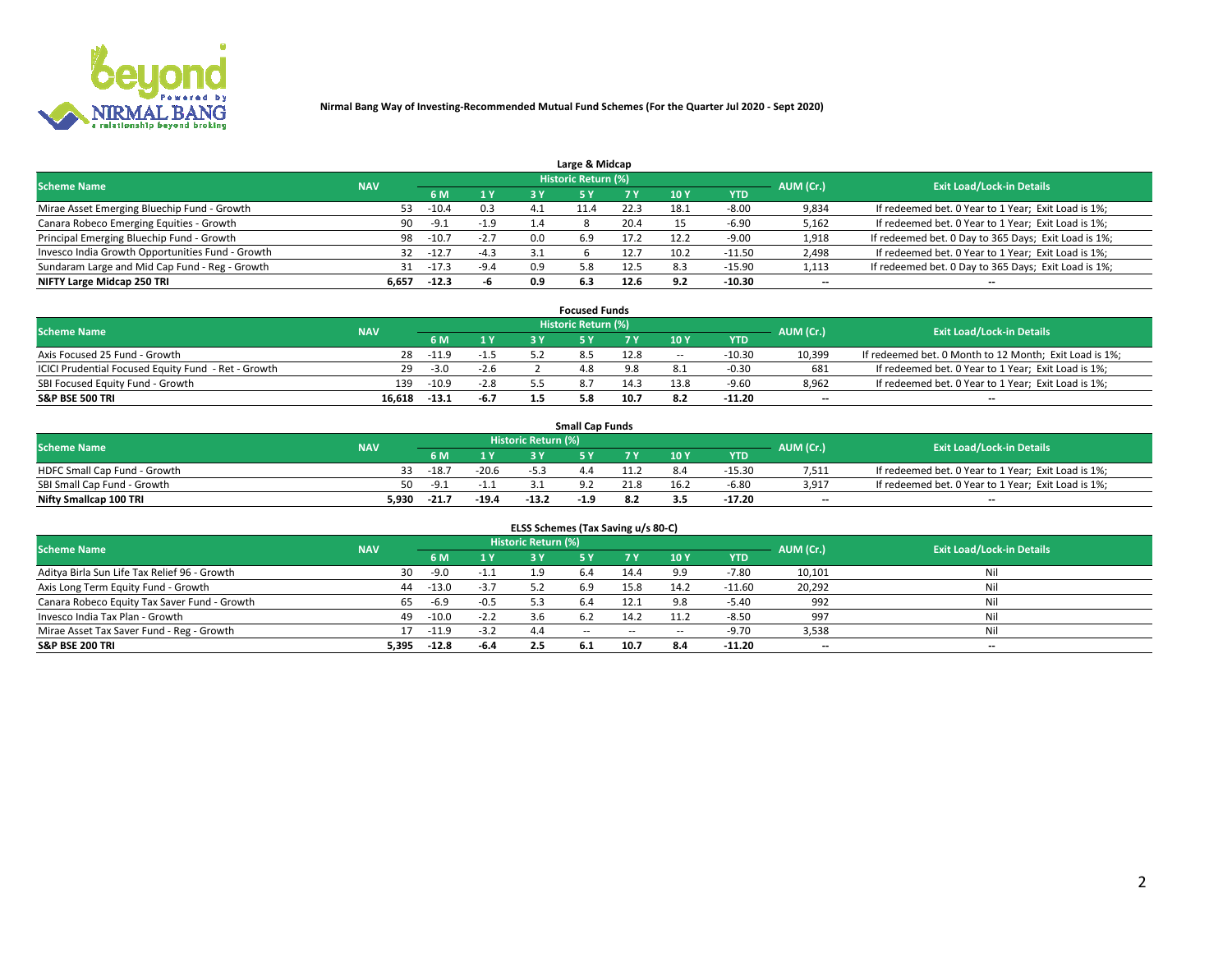**Nirmal Bang Way of Investing-Recommended Mutual Fund Schemes (For the Quarter Jul 2020 - Sept 2020)**

### Large & Midcap

| Scheme Name | NAV | Historic Return (%) | | | | | | | AUM (Cr.) | Exit Load/Lock-in Details |
|---|---|---|---|---|---|---|---|---|---|---|
| | | 6 M | 1 Y | 3 Y | 5 Y | 7 Y | 10 Y | YTD | | |
| Mirae Asset Emerging Bluechip Fund - Growth | 53 | -10.4 | 0.3 | 4.1 | 11.4 | 22.3 | 18.1 | -8.00 | 9,834 | If redeemed bet. 0 Year to 1 Year; Exit Load is 1%; |
| Canara Robeco Emerging Equities - Growth | 90 | -9.1 | -1.9 | 1.4 | 8 | 20.4 | 15 | -6.90 | 5,162 | If redeemed bet. 0 Year to 1 Year; Exit Load is 1%; |
| Principal Emerging Bluechip Fund - Growth | 98 | -10.7 | -2.7 | 0.0 | 6.9 | 17.2 | 12.2 | -9.00 | 1,918 | If redeemed bet. 0 Day to 365 Days; Exit Load is 1%; |
| Invesco India Growth Opportunities Fund - Growth | 32 | -12.7 | -4.3 | 3.1 | 6 | 12.7 | 10.2 | -11.50 | 2,498 | If redeemed bet. 0 Year to 1 Year; Exit Load is 1%; |
| Sundaram Large and Mid Cap Fund - Reg - Growth | 31 | -17.3 | -9.4 | 0.9 | 5.8 | 12.5 | 8.3 | -15.90 | 1,113 | If redeemed bet. 0 Day to 365 Days; Exit Load is 1%; |
| **NIFTY Large Midcap 250 TRI** | **6,657** | **-12.3** | **-6** | **0.9** | **6.3** | **12.6** | **9.2** | **-10.30** | -- | -- |

### Focused Funds

| Scheme Name | NAV | Historic Return (%) | | | | | | | AUM (Cr.) | Exit Load/Lock-in Details |
|---|---|---|---|---|---|---|---|---|---|---|
| | | 6 M | 1 Y | 3 Y | 5 Y | 7 Y | 10 Y | YTD | | |
| Axis Focused 25 Fund - Growth | 28 | -11.9 | -1.5 | 5.2 | 8.5 | 12.8 | -- | -10.30 | 10,399 | If redeemed bet. 0 Month to 12 Month; Exit Load is 1%; |
| ICICI Prudential Focused Equity Fund - Ret - Growth | 29 | -3.0 | -2.6 | 2 | 4.8 | 9.8 | 8.1 | -0.30 | 681 | If redeemed bet. 0 Year to 1 Year; Exit Load is 1%; |
| SBI Focused Equity Fund - Growth | 139 | -10.9 | -2.8 | 5.5 | 8.7 | 14.3 | 13.8 | -9.60 | 8,962 | If redeemed bet. 0 Year to 1 Year; Exit Load is 1%; |
| **S&P BSE 500 TRI** | **16,618** | **-13.1** | **-6.7** | **1.5** | **5.8** | **10.7** | **8.2** | **-11.20** | -- | -- |

### Small Cap Funds

| Scheme Name | NAV | Historic Return (%) | | | | | | | AUM (Cr.) | Exit Load/Lock-in Details |
|---|---|---|---|---|---|---|---|---|---|---|
| | | 6 M | 1 Y | 3 Y | 5 Y | 7 Y | 10 Y | YTD | | |
| HDFC Small Cap Fund - Growth | 33 | -18.7 | -20.6 | -5.3 | 4.4 | 11.2 | 8.4 | -15.30 | 7,511 | If redeemed bet. 0 Year to 1 Year; Exit Load is 1%; |
| SBI Small Cap Fund - Growth | 50 | -9.1 | -1.1 | 3.1 | 9.2 | 21.8 | 16.2 | -6.80 | 3,917 | If redeemed bet. 0 Year to 1 Year; Exit Load is 1%; |
| **Nifty Smallcap 100 TRI** | **5,930** | **-21.7** | **-19.4** | **-13.2** | **-1.9** | **8.2** | **3.5** | **-17.20** | -- | -- |

### ELSS Schemes (Tax Saving u/s 80-C)

| Scheme Name | NAV | Historic Return (%) | | | | | | | AUM (Cr.) | Exit Load/Lock-in Details |
|---|---|---|---|---|---|---|---|---|---|---|
| | | 6 M | 1 Y | 3 Y | 5 Y | 7 Y | 10 Y | YTD | | |
| Aditya Birla Sun Life Tax Relief 96 - Growth | 30 | -9.0 | -1.1 | 1.9 | 6.4 | 14.4 | 9.9 | -7.80 | 10,101 | Nil |
| Axis Long Term Equity Fund - Growth | 44 | -13.0 | -3.7 | 5.2 | 6.9 | 15.8 | 14.2 | -11.60 | 20,292 | Nil |
| Canara Robeco Equity Tax Saver Fund - Growth | 65 | -6.9 | -0.5 | 5.3 | 6.4 | 12.1 | 9.8 | -5.40 | 992 | Nil |
| Invesco India Tax Plan - Growth | 49 | -10.0 | -2.2 | 3.6 | 6.2 | 14.2 | 11.2 | -8.50 | 997 | Nil |
| Mirae Asset Tax Saver Fund - Reg - Growth | 17 | -11.9 | -3.2 | 4.4 | -- | -- | -- | -9.70 | 3,538 | Nil |
| **S&P BSE 200 TRI** | **5,395** | **-12.8** | **-6.4** | **2.5** | **6.1** | **10.7** | **8.4** | **-11.20** | -- | -- |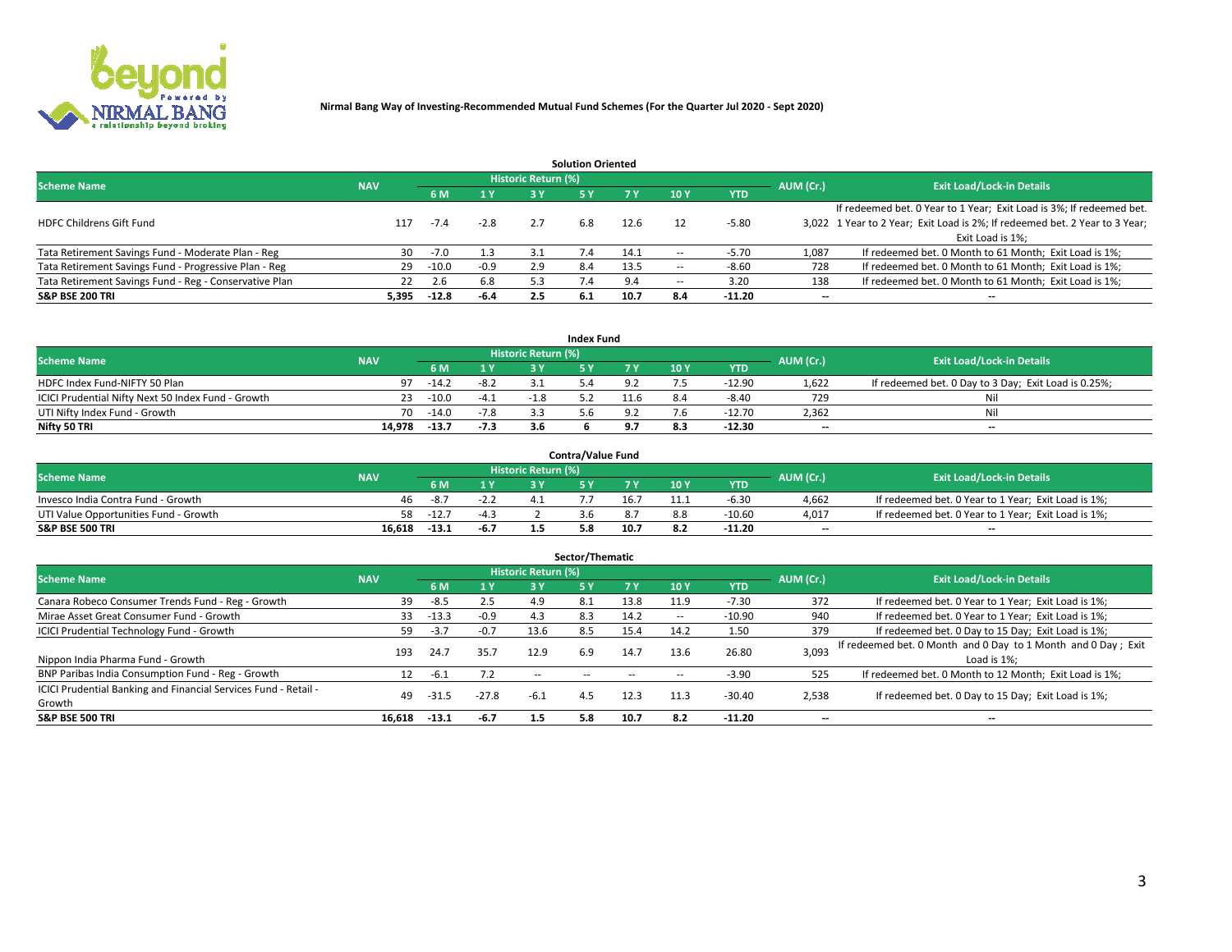**Nirmal Bang Way of Investing-Recommended Mutual Fund Schemes (For the Quarter Jul 2020 - Sept 2020)**

### Solution Oriented

| Scheme Name | NAV | Historic Return (%) | | | | | | | AUM (Cr.) | Exit Load/Lock-in Details |
|---|---|---|---|---|---|---|---|---|---|---|
| | | 6 M | 1 Y | 3 Y | 5 Y | 7 Y | 10 Y | YTD | | |
| HDFC Childrens Gift Fund | 117 | -7.4 | -2.8 | 2.7 | 6.8 | 12.6 | 12 | -5.80 | 3,022 | If redeemed bet. 0 Year to 1 Year; Exit Load is 3%; If redeemed bet. 1 Year to 2 Year; Exit Load is 2%; If redeemed bet. 2 Year to 3 Year; Exit Load is 1%; |
| Tata Retirement Savings Fund - Moderate Plan - Reg | 30 | -7.0 | 1.3 | 3.1 | 7.4 | 14.1 | -- | -5.70 | 1,087 | If redeemed bet. 0 Month to 61 Month; Exit Load is 1%; |
| Tata Retirement Savings Fund - Progressive Plan - Reg | 29 | -10.0 | -0.9 | 2.9 | 8.4 | 13.5 | -- | -8.60 | 728 | If redeemed bet. 0 Month to 61 Month; Exit Load is 1%; |
| Tata Retirement Savings Fund - Reg - Conservative Plan | 22 | 2.6 | 6.8 | 5.3 | 7.4 | 9.4 | -- | 3.20 | 138 | If redeemed bet. 0 Month to 61 Month; Exit Load is 1%; |
| **S&P BSE 200 TRI** | **5,395** | **-12.8** | **-6.4** | **2.5** | **6.1** | **10.7** | **8.4** | **-11.20** | **--** | **--** |

### Index Fund

| Scheme Name | NAV | Historic Return (%) | | | | | | | AUM (Cr.) | Exit Load/Lock-in Details |
|---|---|---|---|---|---|---|---|---|---|---|
| | | 6 M | 1 Y | 3 Y | 5 Y | 7 Y | 10 Y | YTD | | |
| HDFC Index Fund-NIFTY 50 Plan | 97 | -14.2 | -8.2 | 3.1 | 5.4 | 9.2 | 7.5 | -12.90 | 1,622 | If redeemed bet. 0 Day to 3 Day; Exit Load is 0.25%; |
| ICICI Prudential Nifty Next 50 Index Fund - Growth | 23 | -10.0 | -4.1 | -1.8 | 5.2 | 11.6 | 8.4 | -8.40 | 729 | Nil |
| UTI Nifty Index Fund - Growth | 70 | -14.0 | -7.8 | 3.3 | 5.6 | 9.2 | 7.6 | -12.70 | 2,362 | Nil |
| **Nifty 50 TRI** | **14,978** | **-13.7** | **-7.3** | **3.6** | **6** | **9.7** | **8.3** | **-12.30** | **--** | **--** |

### Contra/Value Fund

| Scheme Name | NAV | Historic Return (%) | | | | | | | AUM (Cr.) | Exit Load/Lock-in Details |
|---|---|---|---|---|---|---|---|---|---|---|
| | | 6 M | 1 Y | 3 Y | 5 Y | 7 Y | 10 Y | YTD | | |
| Invesco India Contra Fund - Growth | 46 | -8.7 | -2.2 | 4.1 | 7.7 | 16.7 | 11.1 | -6.30 | 4,662 | If redeemed bet. 0 Year to 1 Year; Exit Load is 1%; |
| UTI Value Opportunities Fund - Growth | 58 | -12.7 | -4.3 | 2 | 3.6 | 8.7 | 8.8 | -10.60 | 4,017 | If redeemed bet. 0 Year to 1 Year; Exit Load is 1%; |
| **S&P BSE 500 TRI** | **16,618** | **-13.1** | **-6.7** | **1.5** | **5.8** | **10.7** | **8.2** | **-11.20** | **--** | **--** |

### Sector/Thematic

| Scheme Name | NAV | Historic Return (%) | | | | | | | AUM (Cr.) | Exit Load/Lock-in Details |
|---|---|---|---|---|---|---|---|---|---|---|
| | | 6 M | 1 Y | 3 Y | 5 Y | 7 Y | 10 Y | YTD | | |
| Canara Robeco Consumer Trends Fund - Reg - Growth | 39 | -8.5 | 2.5 | 4.9 | 8.1 | 13.8 | 11.9 | -7.30 | 372 | If redeemed bet. 0 Year to 1 Year; Exit Load is 1%; |
| Mirae Asset Great Consumer Fund - Growth | 33 | -13.3 | -0.9 | 4.3 | 8.3 | 14.2 | -- | -10.90 | 940 | If redeemed bet. 0 Year to 1 Year; Exit Load is 1%; |
| ICICI Prudential Technology Fund - Growth | 59 | -3.7 | -0.7 | 13.6 | 8.5 | 15.4 | 14.2 | 1.50 | 379 | If redeemed bet. 0 Day to 15 Day; Exit Load is 1%; |
| Nippon India Pharma Fund - Growth | 193 | 24.7 | 35.7 | 12.9 | 6.9 | 14.7 | 13.6 | 26.80 | 3,093 | If redeemed bet. 0 Month and 0 Day to 1 Month and 0 Day ; Exit Load is 1%; |
| BNP Paribas India Consumption Fund - Reg - Growth | 12 | -6.1 | 7.2 | -- | -- | -- | -- | -3.90 | 525 | If redeemed bet. 0 Month to 12 Month; Exit Load is 1%; |
| ICICI Prudential Banking and Financial Services Fund - Retail - Growth | 49 | -31.5 | -27.8 | -6.1 | 4.5 | 12.3 | 11.3 | -30.40 | 2,538 | If redeemed bet. 0 Day to 15 Day; Exit Load is 1%; |
| **S&P BSE 500 TRI** | **16,618** | **-13.1** | **-6.7** | **1.5** | **5.8** | **10.7** | **8.2** | **-11.20** | **--** | **--** |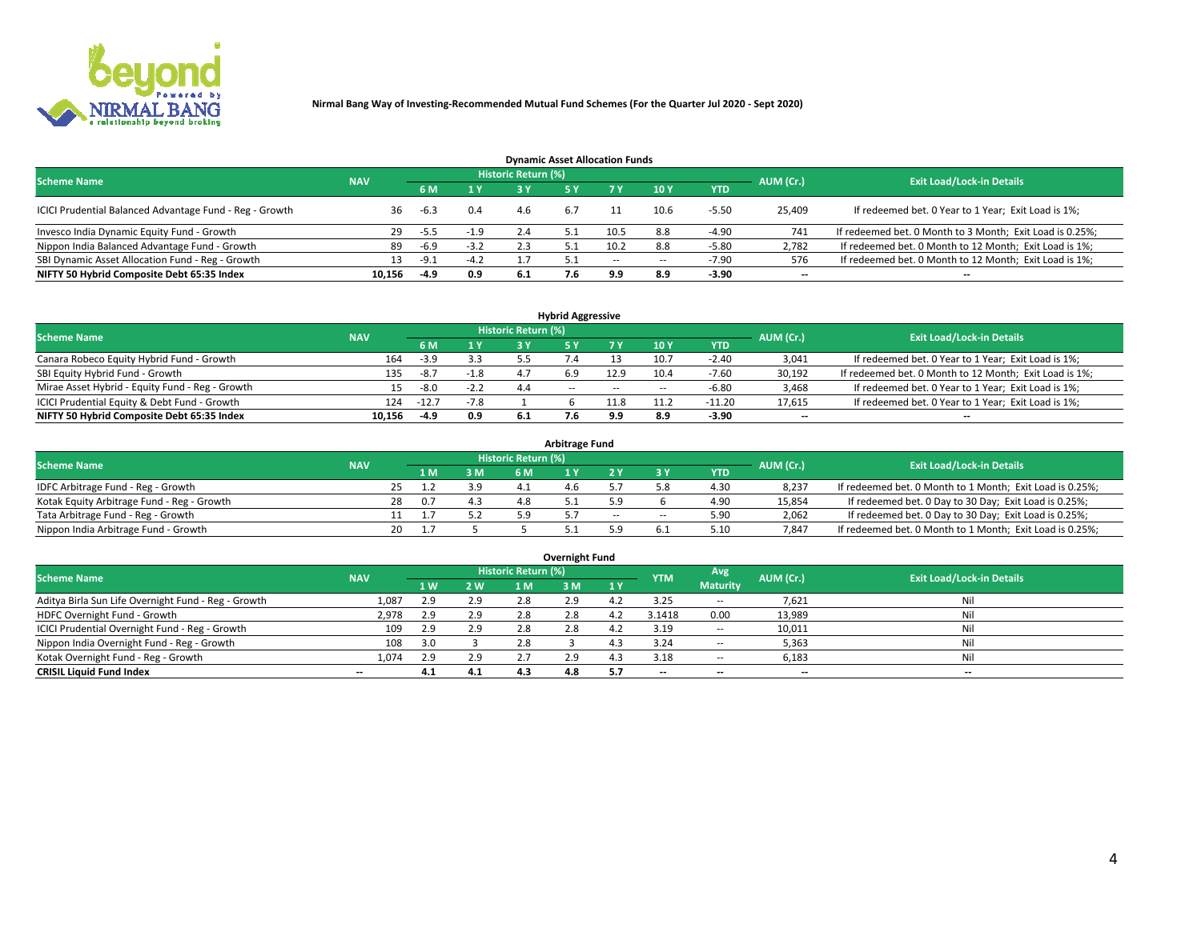**Nirmal Bang Way of Investing-Recommended Mutual Fund Schemes (For the Quarter Jul 2020 - Sept 2020)**

### Dynamic Asset Allocation Funds

| Scheme Name | NAV | Historic Return (%) | | | | | | | AUM (Cr.) | Exit Load/Lock-in Details |
|---|---|---|---|---|---|---|---|---|---|---|
| | | 6 M | 1 Y | 3 Y | 5 Y | 7 Y | 10 Y | YTD | | |
| ICICI Prudential Balanced Advantage Fund - Reg - Growth | 36 | -6.3 | 0.4 | 4.6 | 6.7 | 11 | 10.6 | -5.50 | 25,409 | If redeemed bet. 0 Year to 1 Year; Exit Load is 1%; |
| Invesco India Dynamic Equity Fund - Growth | 29 | -5.5 | -1.9 | 2.4 | 5.1 | 10.5 | 8.8 | -4.90 | 741 | If redeemed bet. 0 Month to 3 Month; Exit Load is 0.25%; |
| Nippon India Balanced Advantage Fund - Growth | 89 | -6.9 | -3.2 | 2.3 | 5.1 | 10.2 | 8.8 | -5.80 | 2,782 | If redeemed bet. 0 Month to 12 Month; Exit Load is 1%; |
| SBI Dynamic Asset Allocation Fund - Reg - Growth | 13 | -9.1 | -4.2 | 1.7 | 5.1 | -- | -- | -7.90 | 576 | If redeemed bet. 0 Month to 12 Month; Exit Load is 1%; |
| **NIFTY 50 Hybrid Composite Debt 65:35 Index** | **10,156** | **-4.9** | **0.9** | **6.1** | **7.6** | **9.9** | **8.9** | **-3.90** | **--** | **--** |

### Hybrid Aggressive

| Scheme Name | NAV | Historic Return (%) | | | | | | | AUM (Cr.) | Exit Load/Lock-in Details |
|---|---|---|---|---|---|---|---|---|---|---|
| | | 6 M | 1 Y | 3 Y | 5 Y | 7 Y | 10 Y | YTD | | |
| Canara Robeco Equity Hybrid Fund - Growth | 164 | -3.9 | 3.3 | 5.5 | 7.4 | 13 | 10.7 | -2.40 | 3,041 | If redeemed bet. 0 Year to 1 Year; Exit Load is 1%; |
| SBI Equity Hybrid Fund - Growth | 135 | -8.7 | -1.8 | 4.7 | 6.9 | 12.9 | 10.4 | -7.60 | 30,192 | If redeemed bet. 0 Month to 12 Month; Exit Load is 1%; |
| Mirae Asset Hybrid - Equity Fund - Reg - Growth | 15 | -8.0 | -2.2 | 4.4 | -- | -- | -- | -6.80 | 3,468 | If redeemed bet. 0 Year to 1 Year; Exit Load is 1%; |
| ICICI Prudential Equity & Debt Fund - Growth | 124 | -12.7 | -7.8 | 1 | 6 | 11.8 | 11.2 | -11.20 | 17,615 | If redeemed bet. 0 Year to 1 Year; Exit Load is 1%; |
| **NIFTY 50 Hybrid Composite Debt 65:35 Index** | **10,156** | **-4.9** | **0.9** | **6.1** | **7.6** | **9.9** | **8.9** | **-3.90** | **--** | **--** |

### Arbitrage Fund

| Scheme Name | NAV | Historic Return (%) | | | | | | | AUM (Cr.) | Exit Load/Lock-in Details |
|---|---|---|---|---|---|---|---|---|---|---|
| | | 1 M | 3 M | 6 M | 1 Y | 2 Y | 3 Y | YTD | | |
| IDFC Arbitrage Fund - Reg - Growth | 25 | 1.2 | 3.9 | 4.1 | 4.6 | 5.7 | 5.8 | 4.30 | 8,237 | If redeemed bet. 0 Month to 1 Month; Exit Load is 0.25%; |
| Kotak Equity Arbitrage Fund - Reg - Growth | 28 | 0.7 | 4.3 | 4.8 | 5.1 | 5.9 | 6 | 4.90 | 15,854 | If redeemed bet. 0 Day to 30 Day; Exit Load is 0.25%; |
| Tata Arbitrage Fund - Reg - Growth | 11 | 1.7 | 5.2 | 5.9 | 5.7 | -- | -- | 5.90 | 2,062 | If redeemed bet. 0 Day to 30 Day; Exit Load is 0.25%; |
| Nippon India Arbitrage Fund - Growth | 20 | 1.7 | 5 | 5 | 5.1 | 5.9 | 6.1 | 5.10 | 7,847 | If redeemed bet. 0 Month to 1 Month; Exit Load is 0.25%; |

### Overnight Fund

| Scheme Name | NAV | Historic Return (%) | | | | | YTM | Avg Maturity | AUM (Cr.) | Exit Load/Lock-in Details |
|---|---|---|---|---|---|---|---|---|---|---|
| | | 1 W | 2 W | 1 M | 3 M | 1 Y | | | | |
| Aditya Birla Sun Life Overnight Fund - Reg - Growth | 1,087 | 2.9 | 2.9 | 2.8 | 2.9 | 4.2 | 3.25 | -- | 7,621 | Nil |
| HDFC Overnight Fund - Growth | 2,978 | 2.9 | 2.9 | 2.8 | 2.8 | 4.2 | 3.1418 | 0.00 | 13,989 | Nil |
| ICICI Prudential Overnight Fund - Reg - Growth | 109 | 2.9 | 2.9 | 2.8 | 2.8 | 4.2 | 3.19 | -- | 10,011 | Nil |
| Nippon India Overnight Fund - Reg - Growth | 108 | 3.0 | 3 | 2.8 | 3 | 4.3 | 3.24 | -- | 5,363 | Nil |
| Kotak Overnight Fund - Reg - Growth | 1,074 | 2.9 | 2.9 | 2.7 | 2.9 | 4.3 | 3.18 | -- | 6,183 | Nil |
| **CRISIL Liquid Fund Index** | **--** | **4.1** | **4.1** | **4.3** | **4.8** | **5.7** | **--** | **--** | **--** | **--** |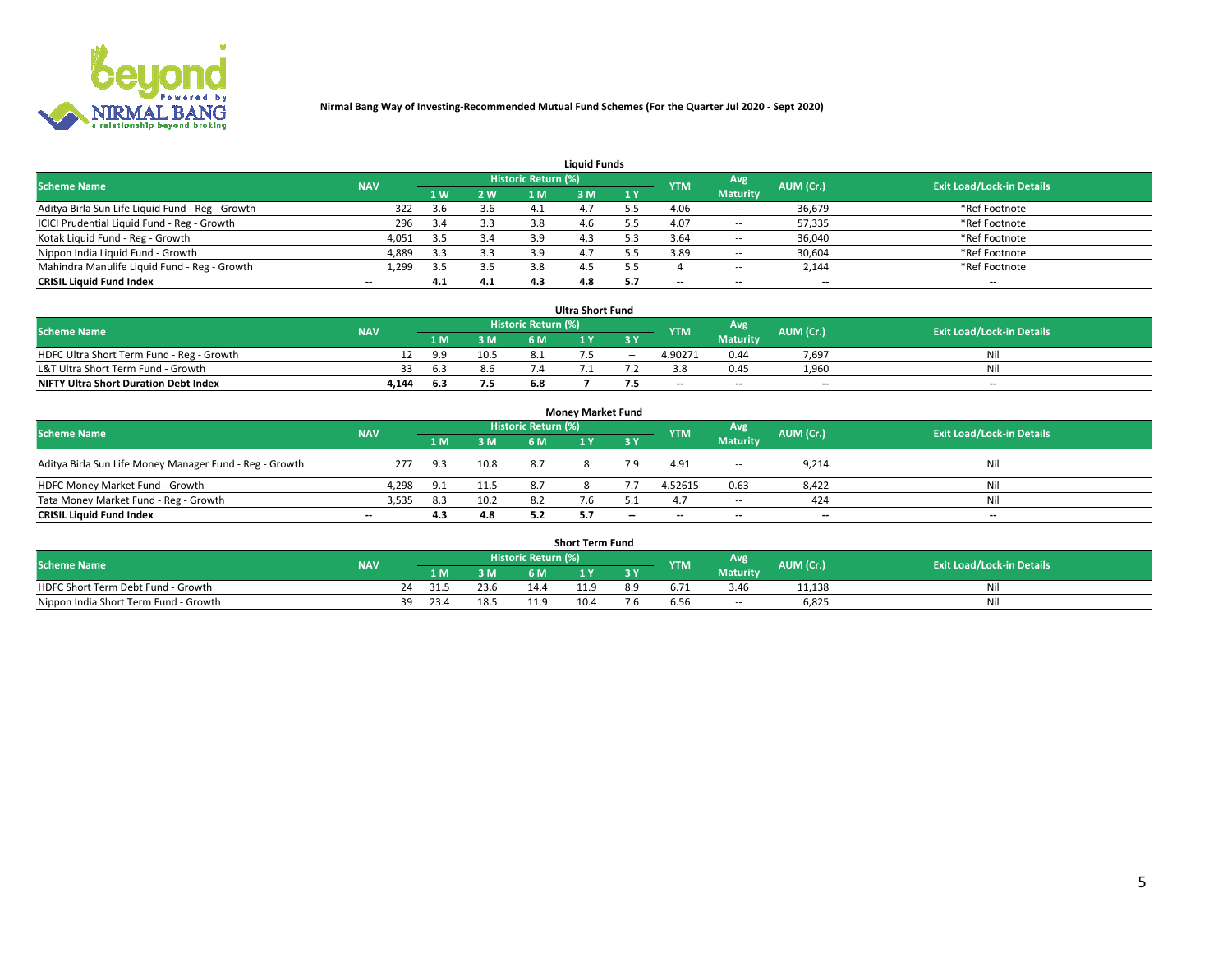Nirmal Bang Way of Investing-Recommended Mutual Fund Schemes (For the Quarter Jul 2020 - Sept 2020)

### Liquid Funds

| Scheme Name | NAV | Historic Return (%) | | | | | YTM | Avg Maturity | AUM (Cr.) | Exit Load/Lock-in Details |
|---|---|---|---|---|---|---|---|---|---|---|
| | | 1 W | 2 W | 1 M | 3 M | 1 Y | | | | |
| Aditya Birla Sun Life Liquid Fund - Reg - Growth | 322 | 3.6 | 3.6 | 4.1 | 4.7 | 5.5 | 4.06 | -- | 36,679 | *Ref Footnote |
| ICICI Prudential Liquid Fund - Reg - Growth | 296 | 3.4 | 3.3 | 3.8 | 4.6 | 5.5 | 4.07 | -- | 57,335 | *Ref Footnote |
| Kotak Liquid Fund - Reg - Growth | 4,051 | 3.5 | 3.4 | 3.9 | 4.3 | 5.3 | 3.64 | -- | 36,040 | *Ref Footnote |
| Nippon India Liquid Fund - Growth | 4,889 | 3.3 | 3.3 | 3.9 | 4.7 | 5.5 | 3.89 | -- | 30,604 | *Ref Footnote |
| Mahindra Manulife Liquid Fund - Reg - Growth | 1,299 | 3.5 | 3.5 | 3.8 | 4.5 | 5.5 | 4 | -- | 2,144 | *Ref Footnote |
| **CRISIL Liquid Fund Index** | -- | **4.1** | **4.1** | **4.3** | **4.8** | **5.7** | -- | -- | -- | -- |

### Ultra Short Fund

| Scheme Name | NAV | Historic Return (%) | | | | | YTM | Avg Maturity | AUM (Cr.) | Exit Load/Lock-in Details |
|---|---|---|---|---|---|---|---|---|---|---|
| | | 1 M | 3 M | 6 M | 1 Y | 3 Y | | | | |
| HDFC Ultra Short Term Fund - Reg - Growth | 12 | 9.9 | 10.5 | 8.1 | 7.5 | -- | 4.90271 | 0.44 | 7,697 | Nil |
| L&T Ultra Short Term Fund - Growth | 33 | 6.3 | 8.6 | 7.4 | 7.1 | 7.2 | 3.8 | 0.45 | 1,960 | Nil |
| **NIFTY Ultra Short Duration Debt Index** | **4,144** | **6.3** | **7.5** | **6.8** | **7** | **7.5** | -- | -- | -- | -- |

### Money Market Fund

| Scheme Name | NAV | Historic Return (%) | | | | | YTM | Avg Maturity | AUM (Cr.) | Exit Load/Lock-in Details |
|---|---|---|---|---|---|---|---|---|---|---|
| | | 1 M | 3 M | 6 M | 1 Y | 3 Y | | | | |
| Aditya Birla Sun Life Money Manager Fund - Reg - Growth | 277 | 9.3 | 10.8 | 8.7 | 8 | 7.9 | 4.91 | -- | 9,214 | Nil |
| HDFC Money Market Fund - Growth | 4,298 | 9.1 | 11.5 | 8.7 | 8 | 7.7 | 4.52615 | 0.63 | 8,422 | Nil |
| Tata Money Market Fund - Reg - Growth | 3,535 | 8.3 | 10.2 | 8.2 | 7.6 | 5.1 | 4.7 | -- | 424 | Nil |
| **CRISIL Liquid Fund Index** | -- | **4.3** | **4.8** | **5.2** | **5.7** | -- | -- | -- | -- | -- |

### Short Term Fund

| Scheme Name | NAV | Historic Return (%) | | | | | YTM | Avg Maturity | AUM (Cr.) | Exit Load/Lock-in Details |
|---|---|---|---|---|---|---|---|---|---|---|
| | | 1 M | 3 M | 6 M | 1 Y | 3 Y | | | | |
| HDFC Short Term Debt Fund - Growth | 24 | 31.5 | 23.6 | 14.4 | 11.9 | 8.9 | 6.71 | 3.46 | 11,138 | Nil |
| Nippon India Short Term Fund - Growth | 39 | 23.4 | 18.5 | 11.9 | 10.4 | 7.6 | 6.56 | -- | 6,825 | Nil |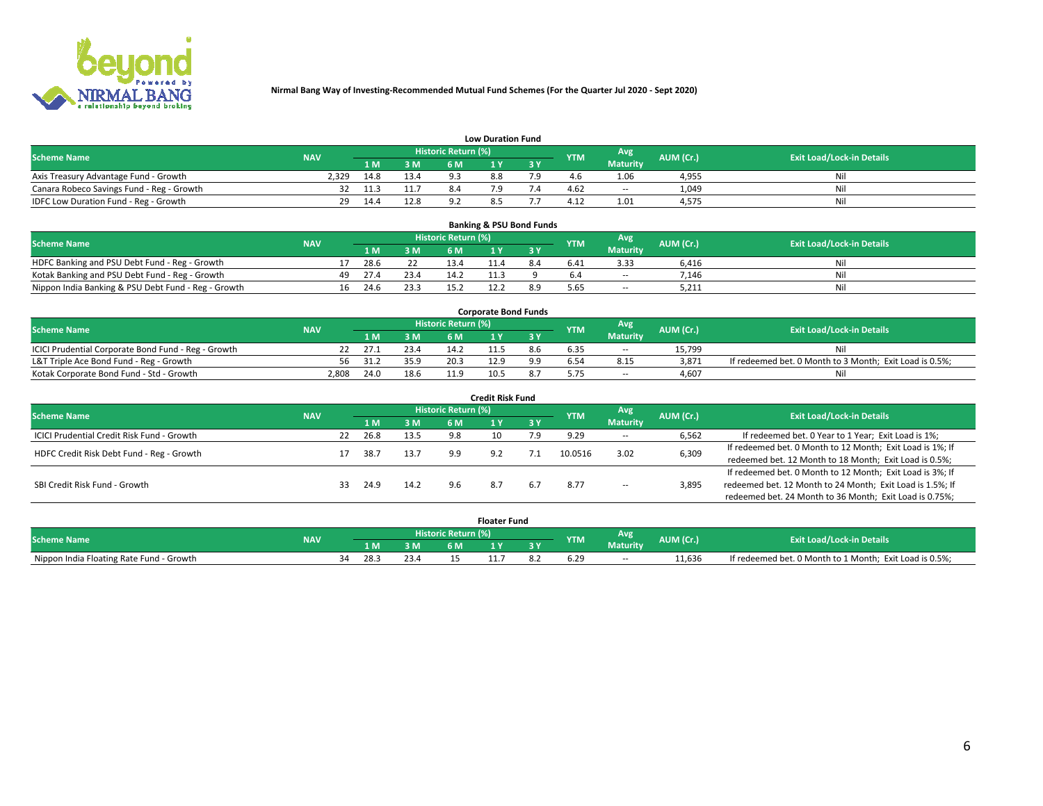**Nirmal Bang Way of Investing-Recommended Mutual Fund Schemes (For the Quarter Jul 2020 - Sept 2020)**

### Low Duration Fund

| Scheme Name | NAV | Historic Return (%) | | | | | YTM | Avg Maturity | AUM (Cr.) | Exit Load/Lock-in Details |
|---|---|---|---|---|---|---|---|---|---|---|
| | | 1 M | 3 M | 6 M | 1 Y | 3 Y | | | | |
| Axis Treasury Advantage Fund - Growth | 2,329 | 14.8 | 13.4 | 9.3 | 8.8 | 7.9 | 4.6 | 1.06 | 4,955 | Nil |
| Canara Robeco Savings Fund - Reg - Growth | 32 | 11.3 | 11.7 | 8.4 | 7.9 | 7.4 | 4.62 | -- | 1,049 | Nil |
| IDFC Low Duration Fund - Reg - Growth | 29 | 14.4 | 12.8 | 9.2 | 8.5 | 7.7 | 4.12 | 1.01 | 4,575 | Nil |

### Banking & PSU Bond Funds

| Scheme Name | NAV | Historic Return (%) | | | | | YTM | Avg Maturity | AUM (Cr.) | Exit Load/Lock-in Details |
|---|---|---|---|---|---|---|---|---|---|---|
| | | 1 M | 3 M | 6 M | 1 Y | 3 Y | | | | |
| HDFC Banking and PSU Debt Fund - Reg - Growth | 17 | 28.6 | 22 | 13.4 | 11.4 | 8.4 | 6.41 | 3.33 | 6,416 | Nil |
| Kotak Banking and PSU Debt Fund - Reg - Growth | 49 | 27.4 | 23.4 | 14.2 | 11.3 | 9 | 6.4 | -- | 7,146 | Nil |
| Nippon India Banking & PSU Debt Fund - Reg - Growth | 16 | 24.6 | 23.3 | 15.2 | 12.2 | 8.9 | 5.65 | -- | 5,211 | Nil |

### Corporate Bond Funds

| Scheme Name | NAV | Historic Return (%) | | | | | YTM | Avg Maturity | AUM (Cr.) | Exit Load/Lock-in Details |
|---|---|---|---|---|---|---|---|---|---|---|
| | | 1 M | 3 M | 6 M | 1 Y | 3 Y | | | | |
| ICICI Prudential Corporate Bond Fund - Reg - Growth | 22 | 27.1 | 23.4 | 14.2 | 11.5 | 8.6 | 6.35 | -- | 15,799 | Nil |
| L&T Triple Ace Bond Fund - Reg - Growth | 56 | 31.2 | 35.9 | 20.3 | 12.9 | 9.9 | 6.54 | 8.15 | 3,871 | If redeemed bet. 0 Month to 3 Month; Exit Load is 0.5%; |
| Kotak Corporate Bond Fund - Std - Growth | 2,808 | 24.0 | 18.6 | 11.9 | 10.5 | 8.7 | 5.75 | -- | 4,607 | Nil |

### Credit Risk Fund

| Scheme Name | NAV | Historic Return (%) | | | | | YTM | Avg Maturity | AUM (Cr.) | Exit Load/Lock-in Details |
|---|---|---|---|---|---|---|---|---|---|---|
| | | 1 M | 3 M | 6 M | 1 Y | 3 Y | | | | |
| ICICI Prudential Credit Risk Fund - Growth | 22 | 26.8 | 13.5 | 9.8 | 10 | 7.9 | 9.29 | -- | 6,562 | If redeemed bet. 0 Year to 1 Year; Exit Load is 1%; |
| HDFC Credit Risk Debt Fund - Reg - Growth | 17 | 38.7 | 13.7 | 9.9 | 9.2 | 7.1 | 10.0516 | 3.02 | 6,309 | If redeemed bet. 0 Month to 12 Month; Exit Load is 1%; If redeemed bet. 12 Month to 18 Month; Exit Load is 0.5%; |
| SBI Credit Risk Fund - Growth | 33 | 24.9 | 14.2 | 9.6 | 8.7 | 6.7 | 8.77 | -- | 3,895 | If redeemed bet. 0 Month to 12 Month; Exit Load is 3%; If redeemed bet. 12 Month to 24 Month; Exit Load is 1.5%; If redeemed bet. 24 Month to 36 Month; Exit Load is 0.75%; |

### Floater Fund

| Scheme Name | NAV | Historic Return (%) | | | | | YTM | Avg Maturity | AUM (Cr.) | Exit Load/Lock-in Details |
|---|---|---|---|---|---|---|---|---|---|---|
| | | 1 M | 3 M | 6 M | 1 Y | 3 Y | | | | |
| Nippon India Floating Rate Fund - Growth | 34 | 28.3 | 23.4 | 15 | 11.7 | 8.2 | 6.29 | -- | 11,636 | If redeemed bet. 0 Month to 1 Month; Exit Load is 0.5%; |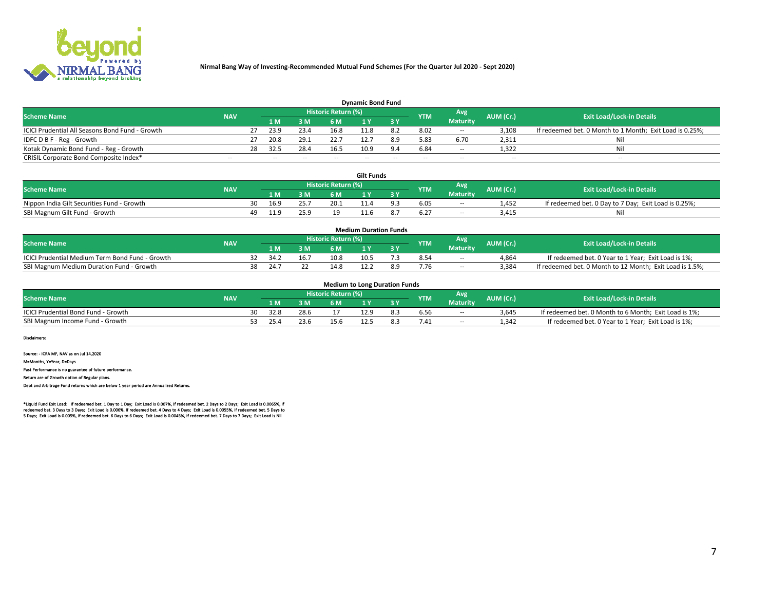**Nirmal Bang Way of Investing-Recommended Mutual Fund Schemes (For the Quarter Jul 2020 - Sept 2020)**

### Dynamic Bond Fund

| Scheme Name | NAV | Historic Return (%) | | | | | YTM | Avg Maturity | AUM (Cr.) | Exit Load/Lock-in Details |
|---|---|---|---|---|---|---|---|---|---|---|
| | | 1 M | 3 M | 6 M | 1 Y | 3 Y | | | | |
| ICICI Prudential All Seasons Bond Fund - Growth | 27 | 23.9 | 23.4 | 16.8 | 11.8 | 8.2 | 8.02 | -- | 3,108 | If redeemed bet. 0 Month to 1 Month; Exit Load is 0.25%; |
| IDFC D B F - Reg - Growth | 27 | 20.8 | 29.1 | 22.7 | 12.7 | 8.9 | 5.83 | 6.70 | 2,311 | Nil |
| Kotak Dynamic Bond Fund - Reg - Growth | 28 | 32.5 | 28.4 | 16.5 | 10.9 | 9.4 | 6.84 | -- | 1,322 | Nil |
| CRISIL Corporate Bond Composite Index* | -- | -- | -- | -- | -- | -- | -- | -- | -- | -- |

### Gilt Funds

| Scheme Name | NAV | Historic Return (%) | | | | | YTM | Avg Maturity | AUM (Cr.) | Exit Load/Lock-in Details |
|---|---|---|---|---|---|---|---|---|---|---|
| | | 1 M | 3 M | 6 M | 1 Y | 3 Y | | | | |
| Nippon India Gilt Securities Fund - Growth | 30 | 16.9 | 25.7 | 20.1 | 11.4 | 9.3 | 6.05 | -- | 1,452 | If redeemed bet. 0 Day to 7 Day; Exit Load is 0.25%; |
| SBI Magnum Gilt Fund - Growth | 49 | 11.9 | 25.9 | 19 | 11.6 | 8.7 | 6.27 | -- | 3,415 | Nil |

### Medium Duration Funds

| Scheme Name | NAV | Historic Return (%) | | | | | YTM | Avg Maturity | AUM (Cr.) | Exit Load/Lock-in Details |
|---|---|---|---|---|---|---|---|---|---|---|
| | | 1 M | 3 M | 6 M | 1 Y | 3 Y | | | | |
| ICICI Prudential Medium Term Bond Fund - Growth | 32 | 34.2 | 16.7 | 10.8 | 10.5 | 7.3 | 8.54 | -- | 4,864 | If redeemed bet. 0 Year to 1 Year; Exit Load is 1%; |
| SBI Magnum Medium Duration Fund - Growth | 38 | 24.7 | 22 | 14.8 | 12.2 | 8.9 | 7.76 | -- | 3,384 | If redeemed bet. 0 Month to 12 Month; Exit Load is 1.5%; |

### Medium to Long Duration Funds

| Scheme Name | NAV | Historic Return (%) | | | | | YTM | Avg Maturity | AUM (Cr.) | Exit Load/Lock-in Details |
|---|---|---|---|---|---|---|---|---|---|---|
| | | 1 M | 3 M | 6 M | 1 Y | 3 Y | | | | |
| ICICI Prudential Bond Fund - Growth | 30 | 32.8 | 28.6 | 17 | 12.9 | 8.3 | 6.56 | -- | 3,645 | If redeemed bet. 0 Month to 6 Month; Exit Load is 1%; |
| SBI Magnum Income Fund - Growth | 53 | 25.4 | 23.6 | 15.6 | 12.5 | 8.3 | 7.41 | -- | 1,342 | If redeemed bet. 0 Year to 1 Year; Exit Load is 1%; |

Disclaimers:

Source: - ICRA MF, NAV as on Jul 14,2020

M=Months, Y=Year, D=Days

Past Performance is no guarantee of future performance.

Return are of Growth option of Regular plans.

Debt and Arbitrage Fund returns which are below 1 year period are Annualized Returns.

*Liquid Fund Exit Load: If redeemed bet. 1 Day to 1 Day; Exit Load is 0.007%, If redeemed bet. 2 Days to 2 Days; Exit Load is 0.0065%, If redeemed bet. 3 Days to 3 Days; Exit Load is 0.006%, If redeemed bet. 4 Days to 4 Days; Exit Load is 0.0055%, If redeemed bet. 5 Days to 5 Days; Exit Load is 0.005%, If redeemed bet. 6 Days to 6 Days; Exit Load is 0.0045%, If redeemed bet. 7 Days to 7 Days; Exit Load is Nil